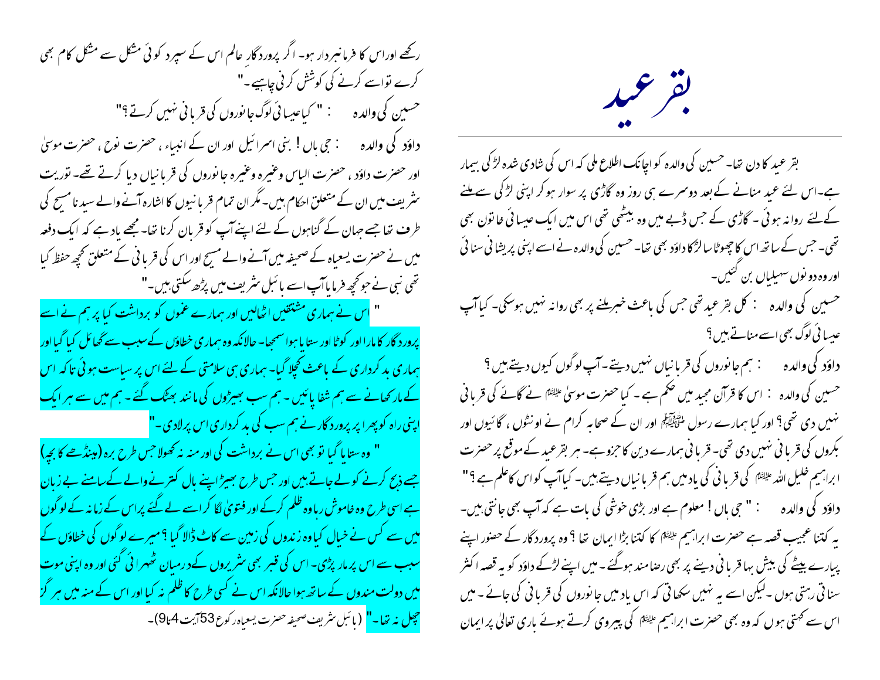# بقر عید

بقر عید کا دن تھا۔ حسین کی والدہ کو اچانک اطلاع ملی کہ اس کی شادی شدہ لڑکی بیمار ہے۔اس لئے عید منانے کے بعد دوسرے ہی روز وہ گاڑی پر سوار ہو کر اپنی لڑکی سے ملنے کے لئے روانہ ہوئی۔ گاڑی کے جس ڈبے میں وہ بیٹھی تھی اس میں ایک عیسائی خاتون بھی تھی۔ جس کے ساتھ اس کا چھوٹا سا لڑکا داؤد بھی تھا۔ حسین کی والدہ نے اسے اپنی پریشانی سنائی اور وہ دونوں سہیلیاں بن گئیں۔

حسین کی والدہ : کل بقر عید تھی جس کی باعث خبر ملنے پر بھی روانہ نہیں ہو سکی۔ کیا آپ عیسائی لوگ بھی اسے مناتے ہیں؟

داؤد کی والدہ : ہم جانوروں کی قربانیاں نہیں دیتے۔ آپ لوگوں کیوں دیتے ہیں؟

حسین کی والدہ : اس کا قرآن مجید میں حکم ہے۔ کیا حضرت موسیٰ علیہ السلام نے گائے کی قربانی نہیں دی تھی؟ اور کیا ہمارے رسول صلی اللہ علیہ وسلم اور ان کے صحابہ کرام نے اونٹوں، گائیوں اور بکروں کی قربانی نہیں دی تھی۔ قربانی ہمارے دین کا جزو ہے۔ ہر بقر عید کے موقع پر حضرت ابراہیم خلیل اللہ علیہ السلام کی قربانی کی یاد میں ہم قربانیاں دیتے ہیں۔ کیا آپ کو اس کا علم ہے؟"

داؤد کی والدہ : " جی ہاں! معلوم ہے اور بڑی خوشی کی بات ہے کہ آپ بھی جانتی ہیں۔ یہ کتنا عجیب قصہ ہے حضرت ابراہیم علیہ السلام کا کتنا بڑا ایمان تھا؟ وہ پروردگار کے حضور اپنے پیارے بیٹے کی بیش بہا قربانی دینے پر بھی رضامند ہو گئے۔ میں اپنے لڑکے داؤد کو یہ قصہ اکثر سناتی رہتی ہوں۔ لیکن اسے یہ نہیں سکھاتی کہ اس یاد میں جانوروں کی قربانی کی جائے۔ میں اس سے کہتی ہوں کہ وہ بھی حضرت ابراہیم علیہ السلام کی پیروی کرتے ہوئے باری تعالیٰ پر ایمان رکھے اور اس کا فرمانبردار ہو۔ اگر پروردگار عالم اس کے سپرد کوئی مشکل کام بھی کرے تو اسے کرنے کی کوشش کرنی چاہیے۔"

حسین کی والدہ : " کیا عیسائی لوگ جانوروں کی قربانی نہیں کرتے؟"

داؤد کی والدہ : جی ہاں! بنی اسرائیل اور ان کے انبیاء، حضرت نوح، حضرت موسیٰ اور حضرت داؤد، حضرت الیاس وغیرہ وغیرہ جانوروں کی قربانیاں دیا کرتے تھے۔ توریت شریف میں ان کے متعلق احکام ہیں۔ مگر ان تمام قربانیوں کا اشارہ آنے والے سید نا مسیح کی طرف تھا جسے جہان کے گناہوں کے لئے اپنے آپ کو قربان کرنا تھا۔ مجھے یاد ہے کہ ایک دفعہ میں نے حضرت یسعیاہ کے صحیفہ میں آنے والے مسیح اور اس کی قربانی کے متعلق کچھ حفظ کیا تھی نبی نے جو کچھ فرمایا آپ اسے بائبل شریف میں پڑھ سکتی ہیں۔"

" اس نے ہماری مشقتیں اٹھالیں اور ہمارے غموں کو برداشت کیا پر ہم نے اسے پروردگار کا مارا اور کوٹا اور ستایا ہوا سمجھا۔ حالانکہ وہ ہماری خطاؤں کے سبب سے گھائل کیا گیا اور ہماری بدکرداری کے باعث کچلا گیا۔ ہماری ہی سلامتی کے لئے اس پر سیاست ہوئی تاکہ اس کے مار کھانے سے ہم شفا پائیں۔ ہم سب بھیڑوں کی مانند بھٹک گئے۔ ہم میں سے ہر ایک اپنی راہ کو پھرا پر پروردگار نے ہم سب کی بدکرداری اس پر لادی۔"

" وہ ستایا گیا تو بھی اس نے برداشت کی اور منہ نہ کھولا جس طرح برہ (مینڈھے کا بچہ) جسے ذبح کرنے کو لے جاتے ہیں اور جس طرح بھیڑ اپنے بال کترنے والے کے سامنے بے زبان ہے اسی طرح وہ خاموش رہا وہ ظلم کر کے اور فتویٰ لگا کر اسے لے گئے پر اس کے زمانہ کے لوگوں میں سے کس نے خیال کیا وہ زندوں کی زمین سے کاٹ ڈالا گیا؟ میرے لوگوں کی خطاؤں کے سبب سے اس پر مار پڑی۔ اس کی قبر بھی شریروں کے درمیان ٹھہرائی گئی اور وہ اپنی موت میں دولت مندوں کے ساتھ ہوا حالانکہ اس نے کسی طرح کا ظلم نہ کیا اور اس کے منہ میں ہرگز چھل نہ تھا۔" (بائبل شریف صحیفہ حضرت یسعیاہ رکوع 53 آیت 4تا9)۔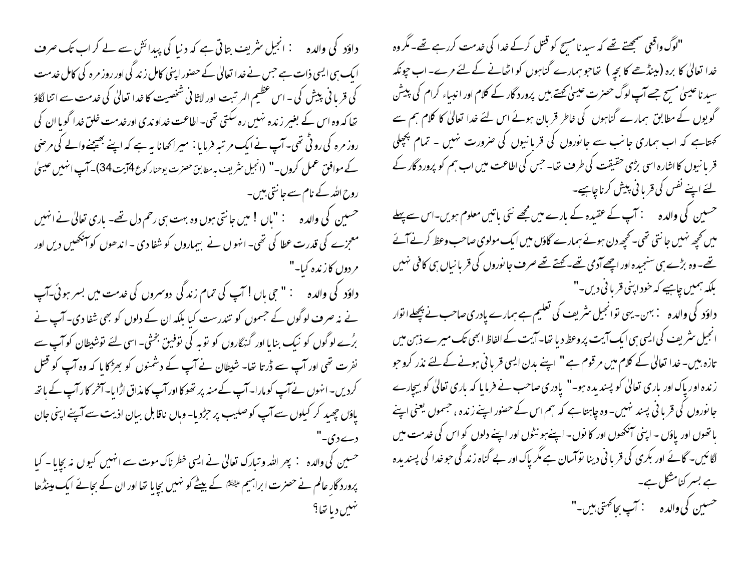"لوگ واقعی سمجھتے تھے کہ سیدنا مسیح کو قتل کرکے خدا کی خدمت کررہے تھے۔ مگر وہ خدا تعالیٰ کا برہ (بینڈھے کا بچہ) تھاجو ہمارے گناہوں کو اٹھانے کے لئے مرے۔ اب چونکہ سیدنا عیسیٰ مسیح جسے آپ لوگ حضرت عیسیٰ کہتے ہیں پروردگار کے کلام اور انبیاء کرام کی پیشن گویوں کے مطابق ہمارے گناہوں کی خاطر قربان ہوئے اس لئے خدا تعالیٰ کا کلام ہم سے کہتاہے کہ اب ہماری جانب سے جانوروں کی قربانیوں کی ضرورت نہیں ۔ تمام پچھلی قربانیوں کا اشارہ اسی بڑی حقیقت کی طرف تھا۔ جس کی اطاعت میں اب ہم کو پروردگار کے لئے اپنے نفس کی قربانی پیش کرنا چاہیے۔

حسین کی والدہ : آپ کے عقیدہ کے بارے میں مجھے نئی نئی باتیں معلوم ہوئیں۔اس سے پہلے میں کچھ نہیں جانتی تھی۔ کچھ دن ہوئے ہمارے گاؤں میں ایک مولوی صاحب وعظ کرنے آئے تھے۔ وہ بڑے ہی سنجیدہ اور اچھے آدمی تھے۔ کہتے تھے صرف جانوروں کی قربانیاں ہی کافی نہیں بلکہ ہمیں چاہیے کہ خود اپنی قربانی دیں۔"

داؤد کی والدہ : بہن۔یہی تو انجیل شریف کی تعلیم ہے ہمارے پادری صاحب نے پچھلے اتوار انجیل شریف کی ایسی ہی ایک آیت پر وعظ دیا تھا۔ آیت کے الفاظ ابھی تک میرے ذہن میں تازہ ہیں۔ خدا تعالیٰ کے کلام میں مرقوم ہے " اپنے بدن ایسی قربانی ہونے کے لئے نذر کروجو زندہ اور پاک اور باری تعالیٰ کو پسندیدہ ہو۔" پادری صاحب نے فرمایا کہ باری تعالیٰ کو بیچارے جانوروں کی قربانی پسند نہیں۔ وہ چاہتا ہے کہ ہم اس کے حضور اپنے زندہ ، جسموں یعنی اپنے ہاتھوں اور پاؤں ۔ اپنی آنکھوں اور کانوں۔ اپنے ہونٹوں اور اپنے دلوں کو اس کی خدمت میں لگائیں۔ گائے اور بکری کی قربانی دینا توآسان ہے مگر پاک اور بے گناہ زندگی جوخدا کی پسندیدہ ہے بسر کرنا مشکل ہے۔

حسین کی والدہ : آپ بجا کہتی ہیں۔"

داؤد کی والدہ : انجیل شریف بتاتی ہے کہ دنیا کی پیدائش سے لے کر اب تک صرف ایک ہی ایسی ذات ہے جس نے خدا تعالیٰ کے حضور اپنی کامل زندگی اور روزمرہ کی کامل خدمت کی قربانی پیش کی ۔ اس عظیم المرتبت اور لاثانی شخصیت کا خدا تعالیٰ کی خدمت سے اتنا لگاؤ تھا کہ وہ اس کے بغیر زندہ نہیں رہ سکتی تھی۔ اطاعت خداوندی اورخدمت خلق خدا گویا ان کی روزمرہ کی روٹی تھی۔ آپ نے ایک مرتبہ فرمایا: میرا کھانا یہ ہے کہ اپنے بھیجنے والے کی مرضی کے موافق عمل کروں۔" (انجیل شریف بہ مطابق حضرت یوحنا رکوع 4آیت 34)۔ آپ انہیں عیسیٰ روح اللہ کے نام سے جانتی ہیں۔

حسین کی والدہ : "ہاں ! میں جانتی ہوں وہ بہت ہی رحم دل تھے۔ باری تعالیٰ نے انہیں معجزے کی قدرت عطا کی تھی۔ انہوں نے بیماروں کو شفا دی ۔ اندھوں کو آنکھیں دیں اور مردوں کا زندہ کیا۔"

داؤد کی والدہ : " جی ہاں ! آپ کی تمام زندگی دوسروں کی خدمت میں بسر ہوئی۔آپ نے نہ صرف لوگوں کے جسموں کو تندرست کیا بلکہ ان کے دلوں کو بھی شفا دی۔ آپ نے بُرے لوگوں کو نیک بنایا اور گنہگاروں کو توبہ کی توفیق بخشی۔ اسی لئے توشیطان کوآپ سے نفرت تھی اور آپ سے ڈرتا تھا۔ شیطان نے آپ کے دشمنوں کو بھڑکایا کہ وہ آپ کو قتل کردیں۔ انہوں نے آپ کو مارا۔ آپ کے منہ پر تھوکا اور آپ کا مذاق اڑایا۔ آخر کار آپ کے ہاتھ پاؤں چھید کر کیلوں سے آپ کو صلیب پر جڑدیا۔ وہاں ناقابل بیان اذیت سے آپنے اپنی جان دے دی۔"

حسین کی والدہ : پھر اللہ وتبارک تعالیٰ نے ایسی خطرناک موت سے انہیں کیوں نہ بچایا ۔ کیا پروردگار عالم نے حضرت ابراہیم علیہ السلام کے بیٹے کو نہیں بچایا تھا اور ان کے بجائے ایک بینڈھا نہیں دیا تھا؟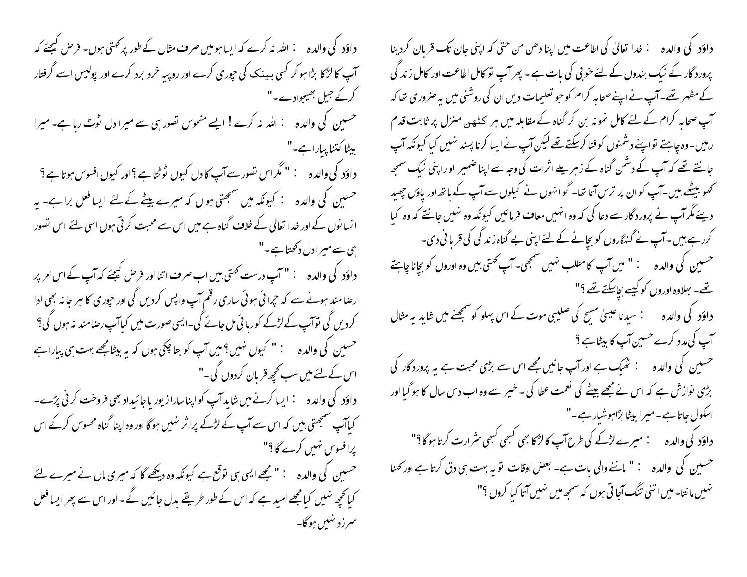داؤد کی والدہ : خدا تعالیٰ کی اطاعت میں اپنا دھن من حتیٰ کہ اپنی جان تک قربان کردینا پروردگار کے نیک بندوں کے لئے خوبی کی بات ہے ۔ پھر آپ تو کامل اطاعت اور کامل زندگی کے مظہر تھے۔ آپ نے اپنے صحابہ کرام کو جو تعلیمات دیں ان کی روشنی میں یہ ضروری تھا کہ آپ صحابہ کرام کے لئے کامل نمونہ بن کر گناہ کے مقابلہ میں ہر کٹھن منزل پر ثابت قدم رہیں۔ وہ چاہتے تو اپنے دشمنوں کو فنا کرسکتے تھے لیکن آپ نے ایسا کرنا پسند نہیں کیا کیونکہ آپ جانتے تھے کہ آپ کے دشمن گناہ کے زہریلے اثرات کی وجہ سے اپنا ضمیر اور اپنی نیک سمجھ کھو بیٹھے ہیں۔ آپ کو ان پر ترس آتا تھا۔ گو انہوں نے کیلوں سے آپ کے ہاتھ اور پاؤں چھید دیئے مگر آپ نے پروردگار سے دعا کی کہ وہ انہیں معاف فرمائیں کیونکہ وہ نہیں جانتے کہ وہ کیا کررہے ہیں ۔ آپ نے گنہگاروں کو بچانے کے لئے اپنی بے گناہ زندگی کی قربانی دی۔

حسین کی والدہ : " میں آپ کا مطلب نہیں سمجھی۔ آپ کہتی ہیں وہ اوروں کو بچانا چاہتے تھے۔ بھلاوہ اوروں کو کیسے بچاسکتے تھے ؟"

داؤد کی والدہ : سیدنا عیسیٰ مسیح کی صلیبی موت کے اس پہلو کو سمجھنے میں شاید یہ مثال آپ کی مدد کرے حسین آپ کا بیٹا ہے ؟

حسین کی والدہ : ٹھیک ہے اور آپ جانیں مجھے اس سے بڑی محبت ہے یہ پروردگار کی بڑی نوازش ہے کہ اس نے مجھے بیٹے کی نعمت عطا کی ۔ خیر سے وہ اب دس سال کا ہو گیا اور اسکول جاتا ہے۔ میرا بیٹا بڑا ہوشیار ہے۔"

داؤد کی والدہ : میرے لڑکے کی طرح آپ کا لڑکا بھی کبھی کبھی شرارت کرتا ہوگا ؟"

حسین کی والدہ : " ماننے والی بات ہے۔ بعض اوقات تو یہ بہت ہی دق کرتا ہے اور کہنا نہیں مانتا۔ میں اتنی تنگ آجاتی ہوں کہ سمجھ میں نہیں آتا کیا کروں ؟"

داؤد کی والدہ : اللہ نہ کرے کہ ایسا ہو میں صرف مثال کے طور پر کہتی ہوں۔ فرض کیجئے کہ آپ کا لڑکا بڑا ہو کر کسی بینک کی چوری کرے اور روپیہ خرد برد کرے اور پولیس اسے گرفتار کرکے جیل بھیجوادے۔"

حسین کی والدہ : اللہ نہ کرے ! ایسے منحوس تصور ہی سے میرا دل ٹوٹ رہا ہے۔ میرا بیٹا کتنا پیارا ہے۔"

داؤد کی والدہ : " مگر اس تصور سے آپ کا دل کیوں ٹوٹتا ہے ؟ اور کیوں افسوس ہوتا ہے ؟

حسین کی والدہ : کیونکہ میں سمجھتی ہوں کہ میرے بیٹے کے لئے ایسا فعل برا ہے۔ یہ انسانوں کے اور خدا تعالیٰ کے خلاف گناہ ہے میں اس سے محبت کرتی ہوں اسی لئے اس تصور ہی سے میرا دل دکھتا ہے۔"

داؤد کی والدہ : " آپ درست کہتی ہیں اب صرف اتنا اور فرض کیجئے کہ آپ کے اس امر پر رضامند ہونے سے کہ چرائی ہوئی ساری رقم آپ واپس کردیں گی اور چوری کا ہرجانہ بھی ادا کردیں گی تو آپ کے لڑکے کو رہائی مل جائے گی۔ ایسی صورت میں کیا آپ رضامند نہ ہوں گی ؟

حسین کی والدہ : " کیوں نہیں ؟ میں آپ کو بتا چکی ہوں کہ یہ بیٹا مجھے بہت ہی پیارا ہے اس کے لئے میں سب کچھ قربان کردوں گی۔"

داؤد کی والدہ : ایسا کرنے میں شاید آپ کو اپنا سارا زیور یا جائیداد بھی فروخت کرنی پڑے۔ کیا آپ سمجھتی ہیں کہ اس سے آپ کے لڑکے پر اثر نہیں ہوگا اور وہ اپنا گناہ محسوس کرکے اس پر افسوس نہیں کرے گا ؟"

حسین کی والدہ : " مجھے ایسی ہی توقع ہے کیونکہ وہ دیکھے گا کہ میری ماں نے میرے لئے کیا کچھ نہیں کیا مجھے امید ہے کہ اس کے طور طریقے بدل جائیں گے ۔ اور اس سے پھر ایسا فعل سرزد نہیں ہوگا۔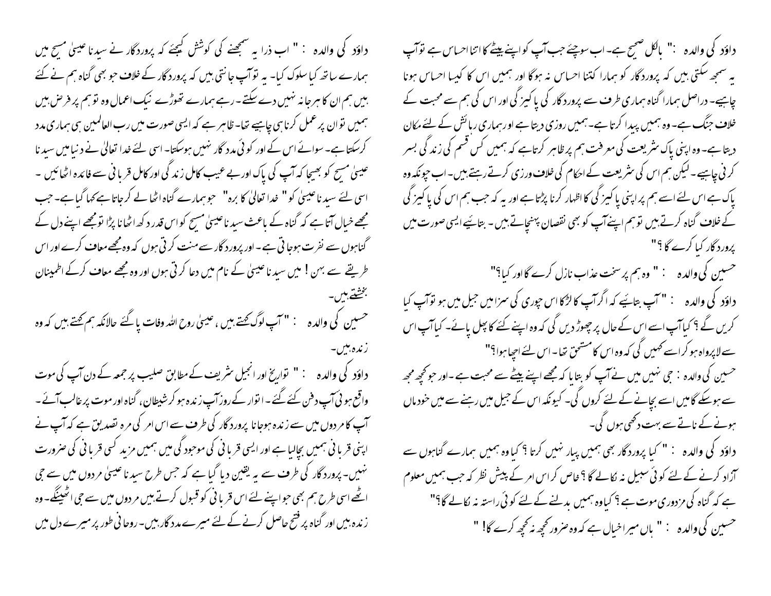داؤد کی والدہ :" بالکل صحیح ہے۔ اب سوچیئے جب آپ کو اپنے بیٹے کا اتنا احساس ہے تو آپ یہ سمجھ سکتی ہیں کہ پروردگار کو ہمارا کتنا احساس نہ ہوگا اور ہمیں اس کا کیسا احساس ہونا چاہیے۔ دراصل ہمارا گناہ ہماری طرف سے پروردگار کی پاکیز گی اور اس کی ہم سے محبت کے خلاف جنگ ہے۔ وہ ہمیں پیدا کرتا ہے۔ ہمیں روزی دیتا ہے اور ہماری رہائش کے لئے مکان دیتا ہے۔ وہ اپنی پاک شریعت کی معرفت ہم پر ظاہر کرتاہے کہ ہمیں کس قسم کی زندگی بسر کرنی چاہیے۔ لیکن ہم اس کی شریعت کے احکام کی خلاف ورزی کرتے رہتے ہیں۔ اب چونکہ وہ پاک ہے اس لئے اسے ہم پر اپنی پاکیز گی کا اظہار کرنا پڑتاہے اور یہ کہ جب ہم اس کی پاکیزگی کے خلاف گناہ کرتے ہیں تو ہم اپنے آپ کو بھی نقصان پہنچاتے ہیں۔ بتائیے ایسی صورت میں پروردگار کیا کرے گا؟"

حسین کی والدہ : " وہ ہم پر سخت عذاب نازل کرے گا اور کیا؟"

داؤد کی والدہ : "آپ بتائیے کہ اگر آپ کا لڑکا اس چوری کی سزا میں جیل میں ہو تو آپ کیا کریں گے؟ کیا آپ اسے اس کے حال پر چھوڑ دیں گی کہ وہ اپنے کئے کا پھل پائے۔ کیا آپ اس سے لاپرواہ ہو کر اسے کہیں گی کہ وہ اس کا مستحق تھا۔ اس لئے اچھا ہوا؟"

حسین کی والدہ : جی نہیں میں نے آپ کو بتایا کہ مجھے اپنے بیٹے سے محبت ہے۔ اور جو کچھ مجھ سے ہوسکے گا میں اسے بچانے کے لئے کروں گی۔ کیونکہ اس کے جیل میں رہنے سے میں خود ماں ہونے کے ناتے سے بہت دکھی ہوں گی۔

داؤد کی والدہ : " کیا پروردگار بھی ہمیں پیار نہیں کرتا؟ کیا وہ ہمیں ہمارے گناہوں سے آزاد کرنے کے لئے کوئی سبیل نہ نکالے گا؟ خاص کر اس امر کے پیش نظر کہ جب ہمیں معلوم ہے کہ گناہ کی مزدوری موت ہے؟ کیا وہ ہمیں بدلنے کے لئے کوئی راستہ نہ نکالے گا؟"

حسین کی والدہ : " ہاں میرا خیال ہے کہ وہ ضرور کچھ نہ کچھ کرے گا! "

داؤد کی والدہ : " اب ذرا یہ سمجھنے کی کوشش کیجئے کہ پروردگار نے سیدنا عیسیٰ مسیح میں ہمارے ساتھ کیا سلوک کیا۔ یہ تو آپ جانتی ہیں کہ پروردگار کے خلاف جو بھی گناہ ہم نے کئے ہیں ہم ان کا ہرجانہ نہیں دے سکتے۔ رہے ہمارے تھوڑے نیک اعمال وہ تو ہم پر فرض ہیں ہمیں تو ان پر عمل کرنا ہی چاہیے تھا۔ ظاہر ہے کہ ایسی صورت میں رب العالمین ہی ہماری مدد کرسکتا ہے۔ سوائے اس کے اور کوئی مددگار نہیں ہوسکتا۔ اسی لئے خدا تعالیٰ نے دنیا میں سیدنا عیسیٰ مسیح کو بھیجا کہ آپ کی پاک اور بے عیب کامل زندگی اور کامل قربانی سے فائدہ اٹھائیں۔ اسی لئے سیدنا عیسیٰ کو " خدا تعالیٰ کا برہ" جو ہمارے گناہ اٹھا لے کرجاتا ہے کہا گیا ہے۔ جب مجھے خیال آتا ہے کہ گناہ کے باعث سیدنا عیسیٰ مسیح کو اس قدر دکھ اٹھانا پڑا تو مجھے اپنے دل کے گناہوں سے نفرت ہوجاتی ہے۔ اور پروردگار سے منت کرتی ہوں کہ وہ مجھے معاف کرے اور اس طریقے سے بہن! میں سیدنا عیسیٰ کے نام میں دعا کرتی ہوں اور وہ مجھے معاف کرکے اطمینان بخشتے ہیں۔

حسین کی والدہ : "آپ لوگ کہتے ہیں، عیسیٰ روح اللہ وفات پا گئے حالانکہ ہم کہتے ہیں کہ وہ زندہ ہیں۔

داؤد کی والدہ : " تواریخ اور انجیل شریف کے مطابق صلیب پر جمعہ کے دن آپ کی موت واقع ہوئی آپ دفن کئے گئے۔ اتوار کے روز آپ زندہ ہو کر شیطان، گناہ اور موت پر غالب آئے۔ آپ کا مردوں میں سے زندہ ہوجانا پروردگار کی طرف سے اس امر کی مہر تصدیق ہے کہ آپ نے اپنی قربانی ہمیں بچالیا ہے اور ایسی قربانی کی موجودگی میں ہمیں مزید کسی قربانی کی ضرورت نہیں۔ پروردگار کی طرف سے یہ یقین دیا گیا ہے کہ جس طرح سیدنا عیسیٰ مردوں میں سے جی اٹھے اسی طرح ہم بھی جو اپنے لئے اس قربانی کو قبول کرتے ہیں مردوں میں سے جی اٹھینگے۔ وہ زندہ ہیں اور گناہ پر فتح حاصل کرنے کے لئے میرے مددگار ہیں۔ روحانی طور پر میرے دل میں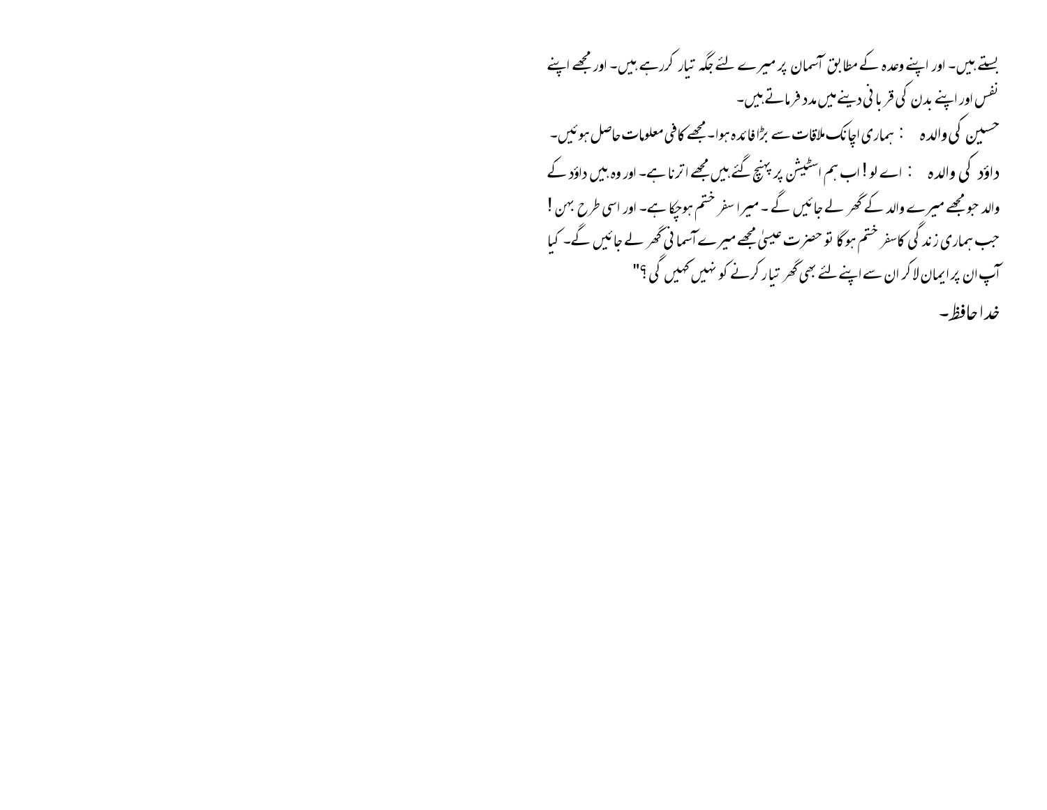بستے ہیں۔ اور اپنے وعدہ کے مطابق آسمان پر میرے لئے جگہ تیار کررہے ہیں۔ اور مجھے اپنے نفس اور اپنے بدن کی قربانی دینے میں مدد فرماتے ہیں۔

**حسین کی والدہ** : ہماری اچانک ملاقات سے بڑا فائدہ ہوا۔ مجھے کافی معلومات حاصل ہوئیں۔

**داؤد کی والدہ** : اے لو! اب ہم اسٹیشن پر پہنچ گئے ہیں مجھے اترنا ہے۔ اور وہ ہیں داؤد کے والد جو مجھے میرے والد کے گھر لے جائیں گے۔ میرا سفر ختم ہوچکا ہے۔ اور اسی طرح بہن! جب ہماری زندگی کا سفر ختم ہوگا تو حضرت عیسیٰ مجھے میرے آسمانی گھر لے جائیں گے۔ کیا آپ ان پر ایمان لاکر ان سے اپنے لئے بھی گھر تیار کرنے کو نہیں کہیں گی؟"

**خدا حافظ۔**